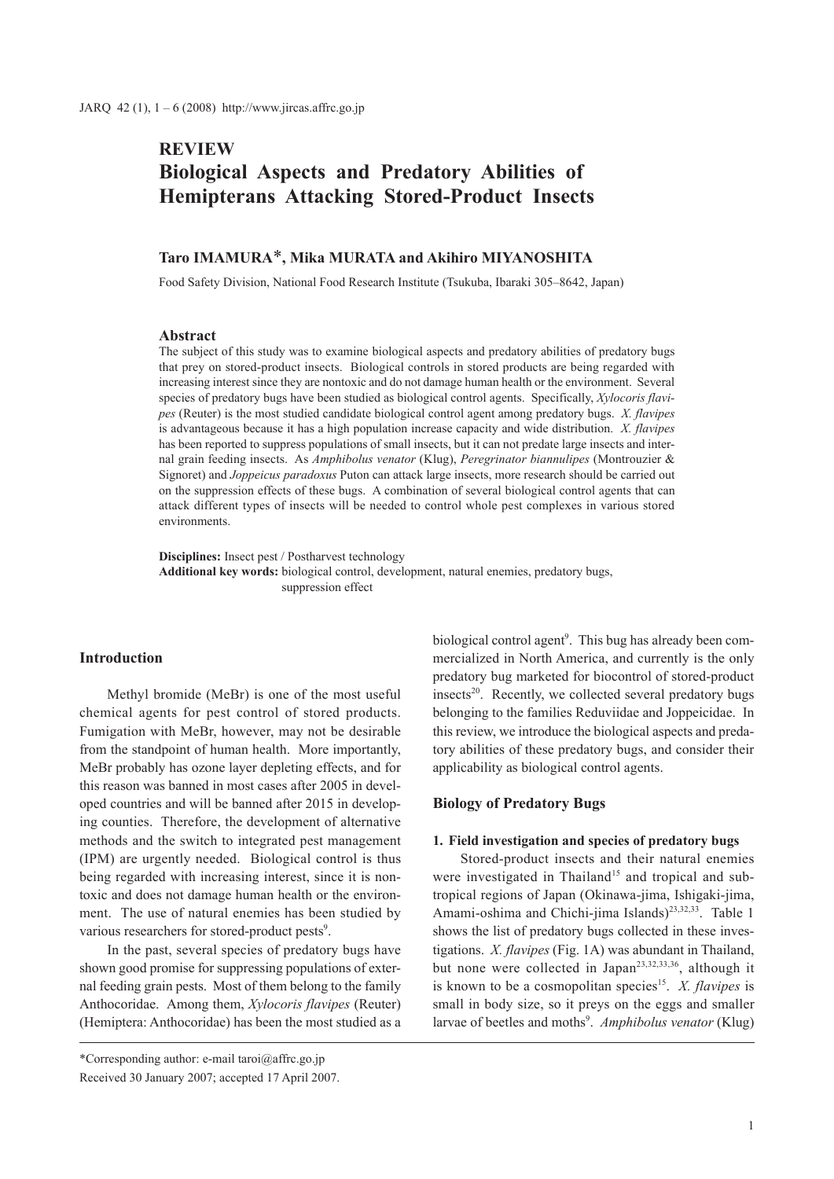REVIEW

# Biological Aspects and Predatory Abilities of Hemipterans Attacking Stored-Product Insects

**Taro IMAMURA\*, Mika MURATA and Akihiro MIYANOSHITA**

Food Safety Division, National Food Research Institute (Tsukuba, Ibaraki 305–8642, Japan)

## Abstract

The subject of this study was to examine biological aspects and predatory abilities of predatory bugs that prey on stored-product insects. Biological controls in stored products are being regarded with increasing interest since they are nontoxic and do not damage human health or the environment. Several species of predatory bugs have been studied as biological control agents. Specifically, *Xylocoris flavipes* (Reuter) is the most studied candidate biological control agent among predatory bugs. *X. flavipes* is advantageous because it has a high population increase capacity and wide distribution. *X. flavipes* has been reported to suppress populations of small insects, but it can not predate large insects and internal grain feeding insects. As *Amphibolus venator* (Klug), *Peregrinator biannulipes* (Montrouzier & Signoret) and *Joppeicus paradoxus* Puton can attack large insects, more research should be carried out on the suppression effects of these bugs. A combination of several biological control agents that can attack different types of insects will be needed to control whole pest complexes in various stored environments.

**Disciplines:** Insect pest / Postharvest technology
**Additional key words:** biological control, development, natural enemies, predatory bugs, suppression effect

## Introduction

Methyl bromide (MeBr) is one of the most useful chemical agents for pest control of stored products. Fumigation with MeBr, however, may not be desirable from the standpoint of human health. More importantly, MeBr probably has ozone layer depleting effects, and for this reason was banned in most cases after 2005 in developed countries and will be banned after 2015 in developing counties. Therefore, the development of alternative methods and the switch to integrated pest management (IPM) are urgently needed. Biological control is thus being regarded with increasing interest, since it is nontoxic and does not damage human health or the environment. The use of natural enemies has been studied by various researchers for stored-product pests[9].

In the past, several species of predatory bugs have shown good promise for suppressing populations of external feeding grain pests. Most of them belong to the family Anthocoridae. Among them, *Xylocoris flavipes* (Reuter) (Hemiptera: Anthocoridae) has been the most studied as a biological control agent[9]. This bug has already been commercialized in North America, and currently is the only predatory bug marketed for biocontrol of stored-product insects[20]. Recently, we collected several predatory bugs belonging to the families Reduviidae and Joppeicidae. In this review, we introduce the biological aspects and predatory abilities of these predatory bugs, and consider their applicability as biological control agents.

## Biology of Predatory Bugs

### 1. Field investigation and species of predatory bugs

Stored-product insects and their natural enemies were investigated in Thailand[15] and tropical and subtropical regions of Japan (Okinawa-jima, Ishigaki-jima, Amami-oshima and Chichi-jima Islands)[23,32,33]. Table 1 shows the list of predatory bugs collected in these investigations. *X. flavipes* (Fig. 1A) was abundant in Thailand, but none were collected in Japan[23,32,33,36], although it is known to be a cosmopolitan species[15]. *X. flavipes* is small in body size, so it preys on the eggs and smaller larvae of beetles and moths[9]. *Amphibolus venator* (Klug)

\*Corresponding author: e-mail taroi@affrc.go.jp

Received 30 January 2007; accepted 17 April 2007.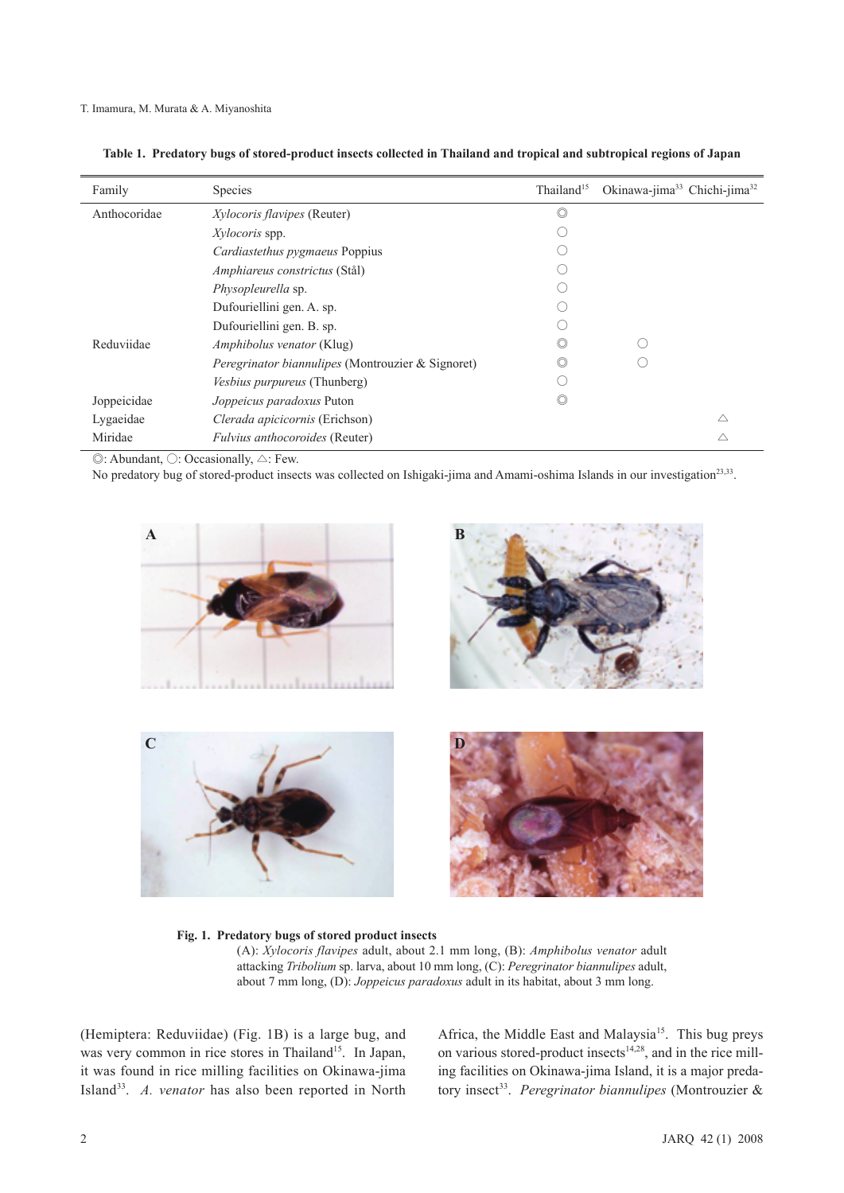**Table 1. Predatory bugs of stored-product insects collected in Thailand and tropical and subtropical regions of Japan**

| Family | Species | Thailand[15] | Okinawa-jima[33] | Chichi-jima[32] |
|---|---|---|---|---|
| Anthocoridae | *Xylocoris flavipes* (Reuter) | ◎ | | |
| | *Xylocoris* spp. | ○ | | |
| | *Cardiastethus pygmaeus* Poppius | ○ | | |
| | *Amphiareus constrictus* (Stål) | ○ | | |
| | *Physopleurella* sp. | ○ | | |
| | Dufouriellini gen. A. sp. | ○ | | |
| | Dufouriellini gen. B. sp. | ○ | | |
| Reduviidae | *Amphibolus venator* (Klug) | ◎ | ○ | |
| | *Peregrinator biannulipes* (Montrouzier & Signoret) | ◎ | ○ | |
| | *Vesbius purpureus* (Thunberg) | ○ | | |
| Joppeicidae | *Joppeicus paradoxus* Puton | ◎ | | |
| Lygaeidae | *Clerada apicicornis* (Erichson) | | | △ |
| Miridae | *Fulvius anthocoroides* (Reuter) | | | △ |

◎: Abundant, ○: Occasionally, △: Few.

No predatory bug of stored-product insects was collected on Ishigaki-jima and Amami-oshima Islands in our investigation[23,33].

**Fig. 1. Predatory bugs of stored product insects**
(A): *Xylocoris flavipes* adult, about 2.1 mm long, (B): *Amphibolus venator* adult attacking *Tribolium* sp. larva, about 10 mm long, (C): *Peregrinator biannulipes* adult, about 7 mm long, (D): *Joppeicus paradoxus* adult in its habitat, about 3 mm long.

(Hemiptera: Reduviidae) (Fig. 1B) is a large bug, and was very common in rice stores in Thailand[15]. In Japan, it was found in rice milling facilities on Okinawa-jima Island[33]. *A. venator* has also been reported in North Africa, the Middle East and Malaysia[15]. This bug preys on various stored-product insects[14,28], and in the rice milling facilities on Okinawa-jima Island, it is a major predatory insect[33]. *Peregrinator biannulipes* (Montrouzier &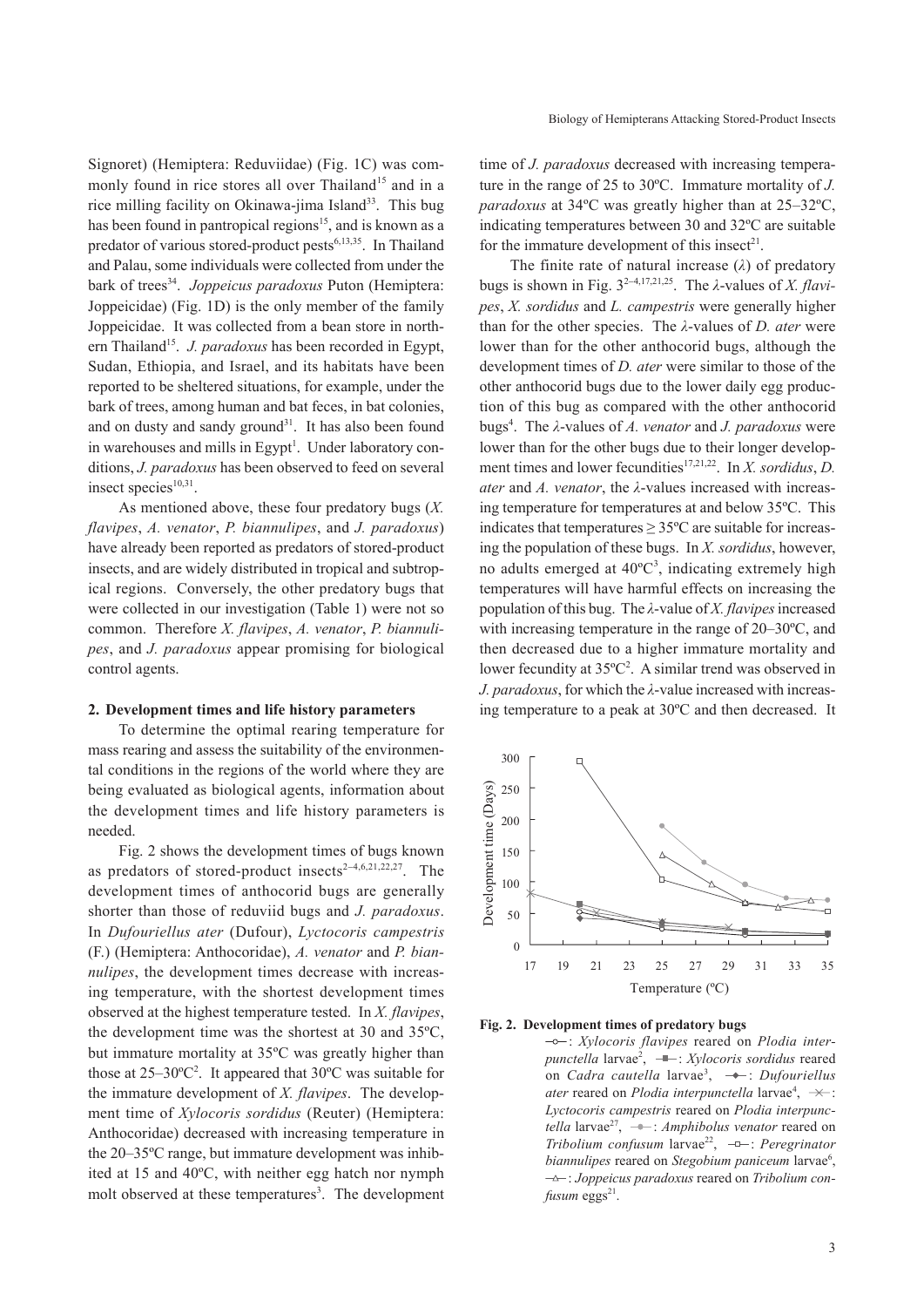Signoret) (Hemiptera: Reduviidae) (Fig. 1C) was commonly found in rice stores all over Thailand[15] and in a rice milling facility on Okinawa-jima Island[33]. This bug has been found in pantropical regions[15], and is known as a predator of various stored-product pests[6,13,35]. In Thailand and Palau, some individuals were collected from under the bark of trees[34]. *Joppeicus paradoxus* Puton (Hemiptera: Joppeicidae) (Fig. 1D) is the only member of the family Joppeicidae. It was collected from a bean store in northern Thailand[15]. *J. paradoxus* has been recorded in Egypt, Sudan, Ethiopia, and Israel, and its habitats have been reported to be sheltered situations, for example, under the bark of trees, among human and bat feces, in bat colonies, and on dusty and sandy ground[31]. It has also been found in warehouses and mills in Egypt[1]. Under laboratory conditions, *J. paradoxus* has been observed to feed on several insect species[10,31].

As mentioned above, these four predatory bugs (*X. flavipes*, *A. venator*, *P. biannulipes*, and *J. paradoxus*) have already been reported as predators of stored-product insects, and are widely distributed in tropical and subtropical regions. Conversely, the other predatory bugs that were collected in our investigation (Table 1) were not so common. Therefore *X. flavipes*, *A. venator*, *P. biannulipes*, and *J. paradoxus* appear promising for biological control agents.

## 2. Development times and life history parameters

To determine the optimal rearing temperature for mass rearing and assess the suitability of the environmental conditions in the regions of the world where they are being evaluated as biological agents, information about the development times and life history parameters is needed.

Fig. 2 shows the development times of bugs known as predators of stored-product insects[2–4,6,21,22,27]. The development times of anthocorid bugs are generally shorter than those of reduviid bugs and *J. paradoxus*. In *Dufouriellus ater* (Dufour), *Lyctocoris campestris* (F.) (Hemiptera: Anthocoridae), *A. venator* and *P. biannulipes*, the development times decrease with increasing temperature, with the shortest development times observed at the highest temperature tested. In *X. flavipes*, the development time was the shortest at 30 and 35ºC, but immature mortality at 35ºC was greatly higher than those at 25–30ºC[2]. It appeared that 30ºC was suitable for the immature development of *X. flavipes*. The development time of *Xylocoris sordidus* (Reuter) (Hemiptera: Anthocoridae) decreased with increasing temperature in the 20–35ºC range, but immature development was inhibited at 15 and 40ºC, with neither egg hatch nor nymph molt observed at these temperatures[3]. The development time of *J. paradoxus* decreased with increasing temperature in the range of 25 to 30ºC. Immature mortality of *J. paradoxus* at 34ºC was greatly higher than at 25–32ºC, indicating temperatures between 30 and 32ºC are suitable for the immature development of this insect[21].

The finite rate of natural increase (*λ*) of predatory bugs is shown in Fig. 3[2–4,17,21,25]. The *λ*-values of *X. flavipes*, *X. sordidus* and *L. campestris* were generally higher than for the other species. The *λ*-values of *D. ater* were lower than for the other anthocorid bugs, although the development times of *D. ater* were similar to those of the other anthocorid bugs due to the lower daily egg production of this bug as compared with the other anthocorid bugs[4]. The *λ*-values of *A. venator* and *J. paradoxus* were lower than for the other bugs due to their longer development times and lower fecundities[17,21,22]. In *X. sordidus*, *D. ater* and *A. venator*, the *λ*-values increased with increasing temperature for temperatures at and below 35ºC. This indicates that temperatures ≥ 35ºC are suitable for increasing the population of these bugs. In *X. sordidus*, however, no adults emerged at 40ºC[3], indicating extremely high temperatures will have harmful effects on increasing the population of this bug. The *λ*-value of *X. flavipes* increased with increasing temperature in the range of 20–30ºC, and then decreased due to a higher immature mortality and lower fecundity at 35ºC[2]. A similar trend was observed in *J. paradoxus*, for which the *λ*-value increased with increasing temperature to a peak at 30ºC and then decreased. It

**Fig. 2. Development times of predatory bugs**

—○—: *Xylocoris flavipes* reared on *Plodia interpunctella* larvae[2], —■—: *Xylocoris sordidus* reared on *Cadra cautella* larvae[3], —◆—: *Dufouriellus ater* reared on *Plodia interpunctella* larvae[4], —✕—: *Lyctocoris campestris* reared on *Plodia interpunctella* larvae[27], —●—: *Amphibolus venator* reared on *Tribolium confusum* larvae[22], —□—: *Peregrinator biannulipes* reared on *Stegobium paniceum* larvae[6], —△—: *Joppeicus paradoxus* reared on *Tribolium confusum* eggs[21].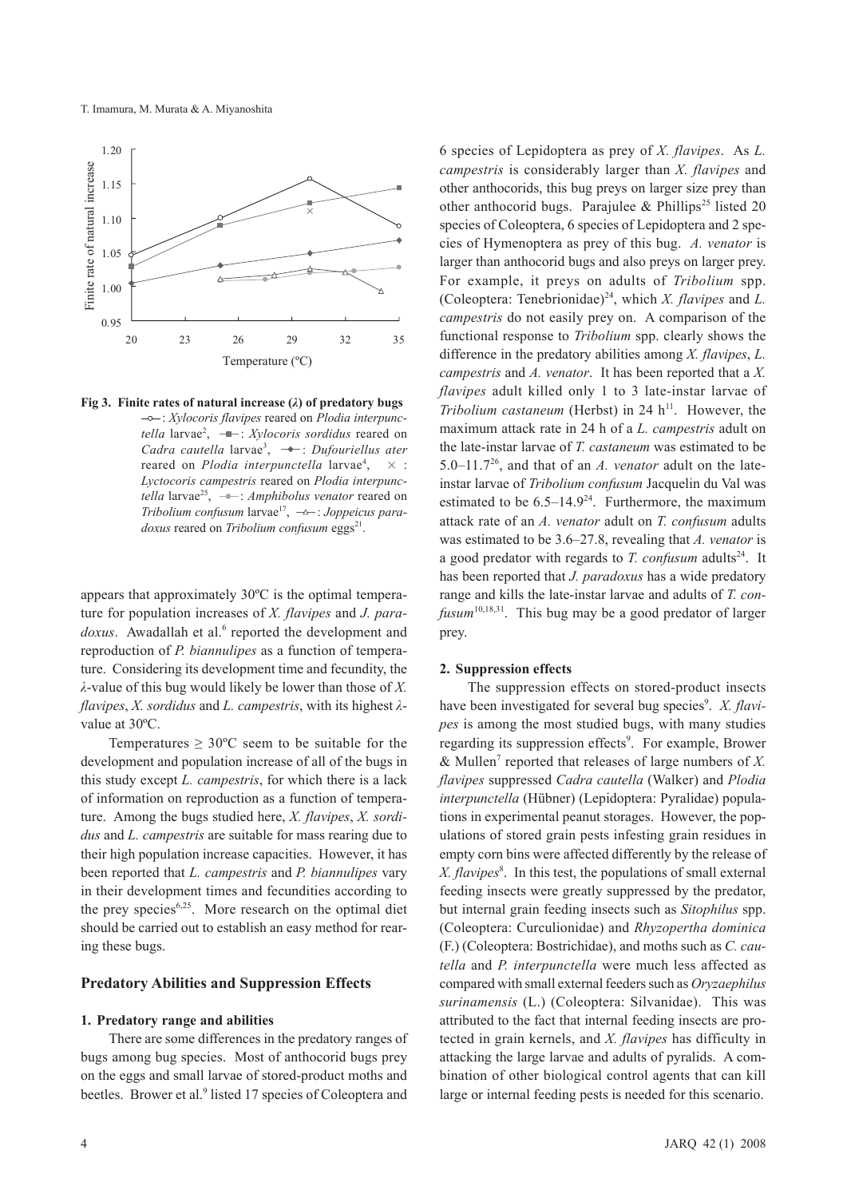Fig 3. Finite rates of natural increase ($\lambda$) of predatory bugs

—○—: *Xylocoris flavipes* reared on *Plodia interpunctella* larvae[2], —■—: *Xylocoris sordidus* reared on *Cadra cautella* larvae[3], —◆—: *Dufouriellus ater* reared on *Plodia interpunctella* larvae[4], ×: *Lyctocoris campestris* reared on *Plodia interpunctella* larvae[25], —●—: *Amphibolus venator* reared on *Tribolium confusum* larvae[17], —△—: *Joppeicus paradoxus* reared on *Tribolium confusum* eggs[21].

appears that approximately 30ºC is the optimal temperature for population increases of *X. flavipes* and *J. paradoxus*. Awadallah et al.[6] reported the development and reproduction of *P. biannulipes* as a function of temperature. Considering its development time and fecundity, the $\lambda$-value of this bug would likely be lower than those of *X. flavipes*, *X. sordidus* and *L. campestris*, with its highest $\lambda$-value at 30ºC.

Temperatures ≥ 30ºC seem to be suitable for the development and population increase of all of the bugs in this study except *L. campestris*, for which there is a lack of information on reproduction as a function of temperature. Among the bugs studied here, *X. flavipes*, *X. sordidus* and *L. campestris* are suitable for mass rearing due to their high population increase capacities. However, it has been reported that *L. campestris* and *P. biannulipes* vary in their development times and fecundities according to the prey species[6,25]. More research on the optimal diet should be carried out to establish an easy method for rearing these bugs.

## Predatory Abilities and Suppression Effects

### 1. Predatory range and abilities

There are some differences in the predatory ranges of bugs among bug species. Most of anthocorid bugs prey on the eggs and small larvae of stored-product moths and beetles. Brower et al.[9] listed 17 species of Coleoptera and 6 species of Lepidoptera as prey of *X. flavipes*. As *L. campestris* is considerably larger than *X. flavipes* and other anthocorids, this bug preys on larger size prey than other anthocorid bugs. Parajulee & Phillips[25] listed 20 species of Coleoptera, 6 species of Lepidoptera and 2 species of Hymenoptera as prey of this bug. *A. venator* is larger than anthocorid bugs and also preys on larger prey. For example, it preys on adults of *Tribolium* spp. (Coleoptera: Tenebrionidae)[24], which *X. flavipes* and *L. campestris* do not easily prey on. A comparison of the functional response to *Tribolium* spp. clearly shows the difference in the predatory abilities among *X. flavipes*, *L. campestris* and *A. venator*. It has been reported that a *X. flavipes* adult killed only 1 to 3 late-instar larvae of *Tribolium castaneum* (Herbst) in 24 h[11]. However, the maximum attack rate in 24 h of a *L. campestris* adult on the late-instar larvae of *T. castaneum* was estimated to be 5.0–11.7[26], and that of an *A. venator* adult on the late-instar larvae of *Tribolium confusum* Jacquelin du Val was estimated to be 6.5–14.9[24]. Furthermore, the maximum attack rate of an *A. venator* adult on *T. confusum* adults was estimated to be 3.6–27.8, revealing that *A. venator* is a good predator with regards to *T. confusum* adults[24]. It has been reported that *J. paradoxus* has a wide predatory range and kills the late-instar larvae and adults of *T. confusum*[10,18,31]. This bug may be a good predator of larger prey.

### 2. Suppression effects

The suppression effects on stored-product insects have been investigated for several bug species[9]. *X. flavipes* is among the most studied bugs, with many studies regarding its suppression effects[9]. For example, Brower & Mullen[7] reported that releases of large numbers of *X. flavipes* suppressed *Cadra cautella* (Walker) and *Plodia interpunctella* (Hübner) (Lepidoptera: Pyralidae) populations in experimental peanut storages. However, the populations of stored grain pests infesting grain residues in empty corn bins were affected differently by the release of *X. flavipes*[8]. In this test, the populations of small external feeding insects were greatly suppressed by the predator, but internal grain feeding insects such as *Sitophilus* spp. (Coleoptera: Curculionidae) and *Rhyzopertha dominica* (F.) (Coleoptera: Bostrichidae), and moths such as *C. cautella* and *P. interpunctella* were much less affected as compared with small external feeders such as *Oryzaephilus surinamensis* (L.) (Coleoptera: Silvanidae). This was attributed to the fact that internal feeding insects are protected in grain kernels, and *X. flavipes* has difficulty in attacking the large larvae and adults of pyralids. A combination of other biological control agents that can kill large or internal feeding pests is needed for this scenario.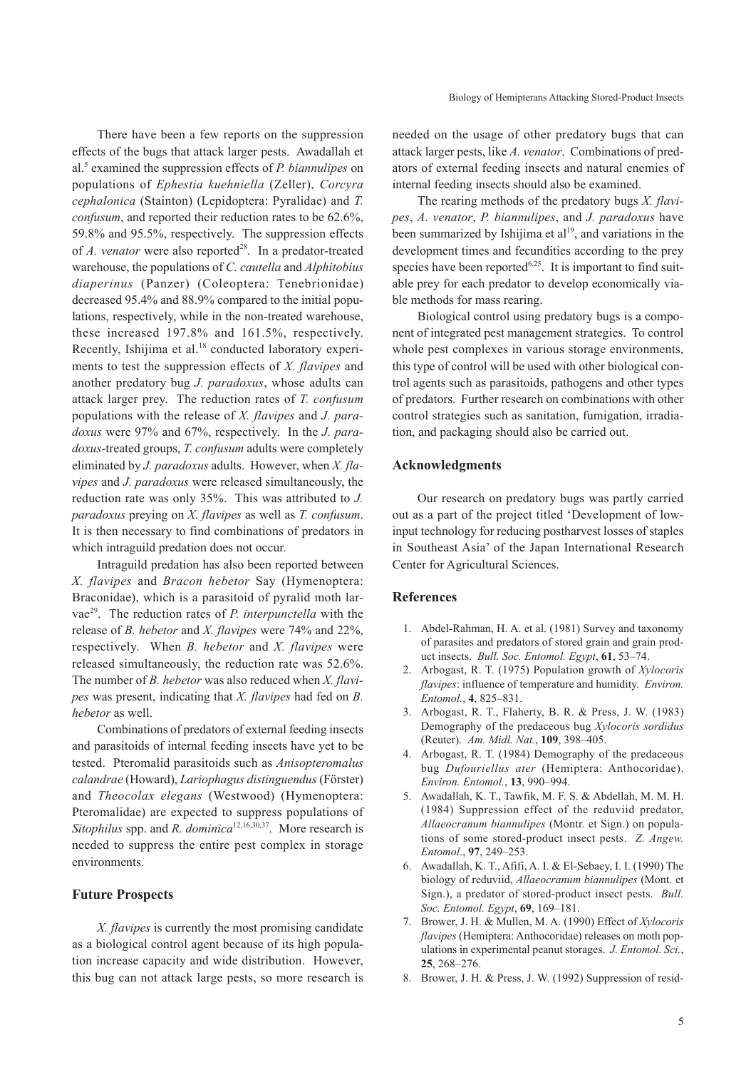There have been a few reports on the suppression effects of the bugs that attack larger pests. Awadallah et al.[5] examined the suppression effects of *P. biannulipes* on populations of *Ephestia kuehniella* (Zeller), *Corcyra cephalonica* (Stainton) (Lepidoptera: Pyralidae) and *T. confusum*, and reported their reduction rates to be 62.6%, 59.8% and 95.5%, respectively. The suppression effects of *A. venator* were also reported[28]. In a predator-treated warehouse, the populations of *C. cautella* and *Alphitobius diaperinus* (Panzer) (Coleoptera: Tenebrionidae) decreased 95.4% and 88.9% compared to the initial populations, respectively, while in the non-treated warehouse, these increased 197.8% and 161.5%, respectively. Recently, Ishijima et al.[18] conducted laboratory experiments to test the suppression effects of *X. flavipes* and another predatory bug *J. paradoxus*, whose adults can attack larger prey. The reduction rates of *T. confusum* populations with the release of *X. flavipes* and *J. paradoxus* were 97% and 67%, respectively. In the *J. paradoxus*-treated groups, *T. confusum* adults were completely eliminated by *J. paradoxus* adults. However, when *X. flavipes* and *J. paradoxus* were released simultaneously, the reduction rate was only 35%. This was attributed to *J. paradoxus* preying on *X. flavipes* as well as *T. confusum*. It is then necessary to find combinations of predators in which intraguild predation does not occur.

Intraguild predation has also been reported between *X. flavipes* and *Bracon hebetor* Say (Hymenoptera: Braconidae), which is a parasitoid of pyralid moth larvae[29]. The reduction rates of *P. interpunctella* with the release of *B. hebetor* and *X. flavipes* were 74% and 22%, respectively. When *B. hebetor* and *X. flavipes* were released simultaneously, the reduction rate was 52.6%. The number of *B. hebetor* was also reduced when *X. flavipes* was present, indicating that *X. flavipes* had fed on *B. hebetor* as well.

Combinations of predators of external feeding insects and parasitoids of internal feeding insects have yet to be tested. Pteromalid parasitoids such as *Anisopteromalus calandrae* (Howard), *Lariophagus distinguendus* (Förster) and *Theocolax elegans* (Westwood) (Hymenoptera: Pteromalidae) are expected to suppress populations of *Sitophilus* spp. and *R. dominica*[12,16,30,37]. More research is needed to suppress the entire pest complex in storage environments.

## Future Prospects

*X. flavipes* is currently the most promising candidate as a biological control agent because of its high population increase capacity and wide distribution. However, this bug can not attack large pests, so more research is needed on the usage of other predatory bugs that can attack larger pests, like *A. venator*. Combinations of predators of external feeding insects and natural enemies of internal feeding insects should also be examined.

The rearing methods of the predatory bugs *X. flavipes*, *A. venator*, *P. biannulipes*, and *J. paradoxus* have been summarized by Ishijima et al[19], and variations in the development times and fecundities according to the prey species have been reported[6,25]. It is important to find suitable prey for each predator to develop economically viable methods for mass rearing.

Biological control using predatory bugs is a component of integrated pest management strategies. To control whole pest complexes in various storage environments, this type of control will be used with other biological control agents such as parasitoids, pathogens and other types of predators. Further research on combinations with other control strategies such as sanitation, fumigation, irradiation, and packaging should also be carried out.

## Acknowledgments

Our research on predatory bugs was partly carried out as a part of the project titled 'Development of low-input technology for reducing postharvest losses of staples in Southeast Asia' of the Japan International Research Center for Agricultural Sciences.

## References

1. Abdel-Rahman, H. A. et al. (1981) Survey and taxonomy of parasites and predators of stored grain and grain product insects. *Bull. Soc. Entomol. Egypt*, **61**, 53–74.
2. Arbogast, R. T. (1975) Population growth of *Xylocoris flavipes*: influence of temperature and humidity. *Environ. Entomol.*, **4**, 825–831.
3. Arbogast, R. T., Flaherty, B. R. & Press, J. W. (1983) Demography of the predaceous bug *Xylocoris sordidus* (Reuter). *Am. Midl. Nat.*, **109**, 398–405.
4. Arbogast, R. T. (1984) Demography of the predaceous bug *Dufouriellus ater* (Hemiptera: Anthocoridae). *Environ. Entomol.*, **13**, 990–994.
5. Awadallah, K. T., Tawfik, M. F. S. & Abdellah, M. M. H. (1984) Suppression effect of the reduviid predator, *Allaeocranum biannulipes* (Montr. et Sign.) on populations of some stored-product insect pests. *Z. Angew. Entomol*., **97**, 249–253.
6. Awadallah, K. T., Afifi, A. I. & El-Sebaey, I. I. (1990) The biology of reduviid, *Allaeocranum biannulipes* (Mont. et Sign.), a predator of stored-product insect pests. *Bull. Soc. Entomol. Egypt*, **69**, 169–181.
7. Brower, J. H. & Mullen, M. A. (1990) Effect of *Xylocoris flavipes* (Hemiptera: Anthocoridae) releases on moth populations in experimental peanut storages. *J. Entomol. Sci.*, **25**, 268–276.
8. Brower, J. H. & Press, J. W. (1992) Suppression of resid-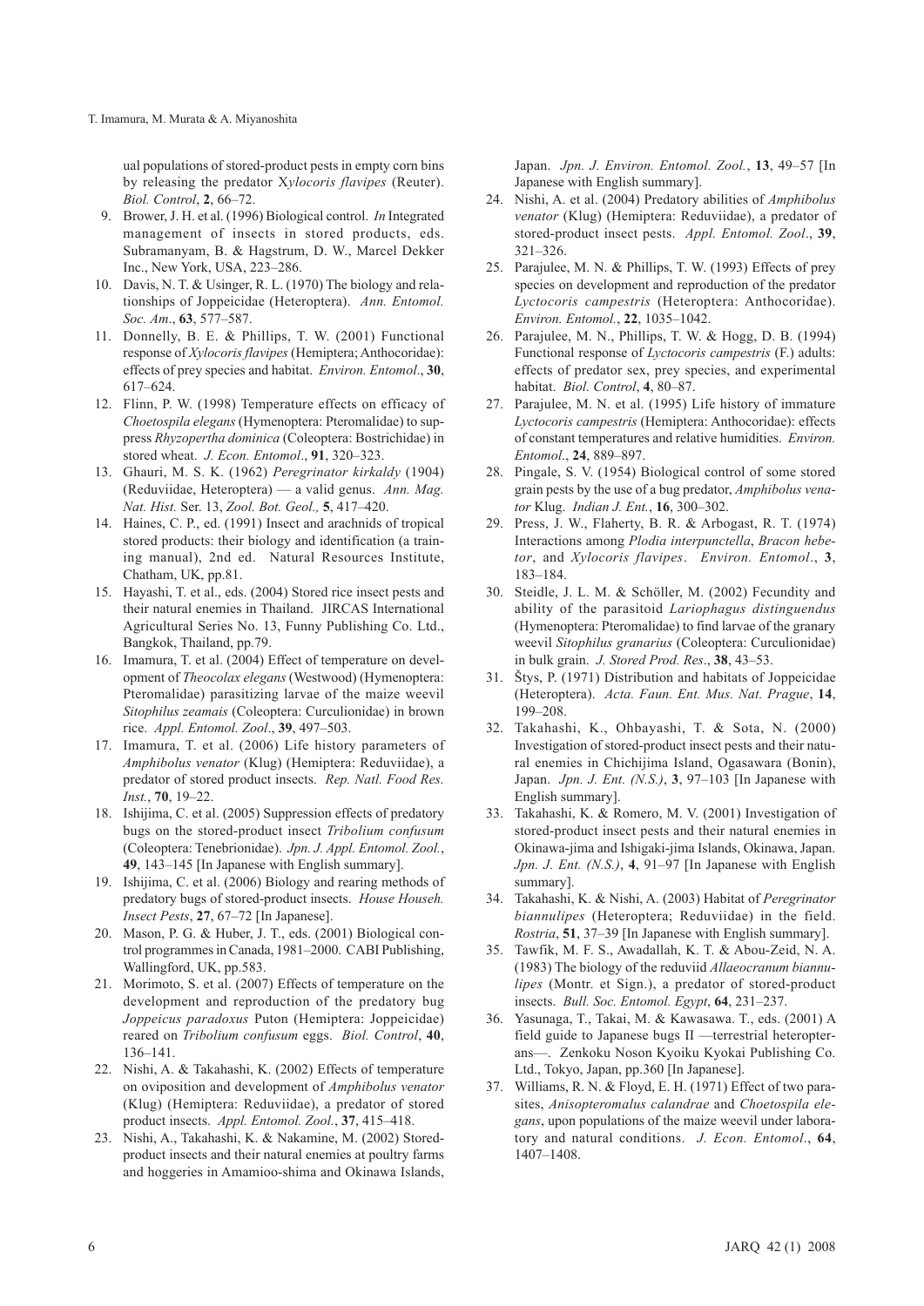ual populations of stored-product pests in empty corn bins by releasing the predator X*ylocoris flavipes* (Reuter). *Biol. Control*, **2**, 66–72.

9. Brower, J. H. et al. (1996) Biological control. *In* Integrated management of insects in stored products, eds. Subramanyam, B. & Hagstrum, D. W., Marcel Dekker Inc., New York, USA, 223–286.
10. Davis, N. T. & Usinger, R. L. (1970) The biology and relationships of Joppeicidae (Heteroptera). *Ann. Entomol. Soc. Am*., **63**, 577–587.
11. Donnelly, B. E. & Phillips, T. W. (2001) Functional response of *Xylocoris flavipes* (Hemiptera; Anthocoridae): effects of prey species and habitat. *Environ. Entomol*., **30**, 617–624.
12. Flinn, P. W. (1998) Temperature effects on efficacy of *Choetospila elegans* (Hymenoptera: Pteromalidae) to suppress *Rhyzopertha dominica* (Coleoptera: Bostrichidae) in stored wheat. *J. Econ. Entomol*., **91**, 320–323.
13. Ghauri, M. S. K. (1962) *Peregrinator kirkaldy* (1904) (Reduviidae, Heteroptera) — a valid genus. *Ann. Mag. Nat. Hist.* Ser. 13, *Zool. Bot. Geol.,* **5**, 417–420.
14. Haines, C. P., ed. (1991) Insect and arachnids of tropical stored products: their biology and identification (a training manual), 2nd ed. Natural Resources Institute, Chatham, UK, pp.81.
15. Hayashi, T. et al., eds. (2004) Stored rice insect pests and their natural enemies in Thailand. JIRCAS International Agricultural Series No. 13, Funny Publishing Co. Ltd., Bangkok, Thailand, pp.79.
16. Imamura, T. et al. (2004) Effect of temperature on development of *Theocolax elegans* (Westwood) (Hymenoptera: Pteromalidae) parasitizing larvae of the maize weevil *Sitophilus zeamais* (Coleoptera: Curculionidae) in brown rice. *Appl. Entomol. Zool*., **39**, 497–503.
17. Imamura, T. et al. (2006) Life history parameters of *Amphibolus venator* (Klug) (Hemiptera: Reduviidae), a predator of stored product insects. *Rep. Natl. Food Res. Inst.*, **70**, 19–22.
18. Ishijima, C. et al. (2005) Suppression effects of predatory bugs on the stored-product insect *Tribolium confusum* (Coleoptera: Tenebrionidae). *Jpn. J. Appl. Entomol. Zool.*, **49**, 143–145 [In Japanese with English summary].
19. Ishijima, C. et al. (2006) Biology and rearing methods of predatory bugs of stored-product insects. *House Househ. Insect Pests*, **27**, 67–72 [In Japanese].
20. Mason, P. G. & Huber, J. T., eds. (2001) Biological control programmes in Canada, 1981–2000. CABI Publishing, Wallingford, UK, pp.583.
21. Morimoto, S. et al. (2007) Effects of temperature on the development and reproduction of the predatory bug *Joppeicus paradoxus* Puton (Hemiptera: Joppeicidae) reared on *Tribolium confusum* eggs. *Biol. Control*, **40**, 136–141.
22. Nishi, A. & Takahashi, K. (2002) Effects of temperature on oviposition and development of *Amphibolus venator* (Klug) (Hemiptera: Reduviidae), a predator of stored product insects. *Appl. Entomol. Zool.*, **37**, 415–418.
23. Nishi, A., Takahashi, K. & Nakamine, M. (2002) Stored-product insects and their natural enemies at poultry farms and hoggeries in Amamioo-shima and Okinawa Islands, Japan. *Jpn. J. Environ. Entomol. Zool.*, **13**, 49–57 [In Japanese with English summary].
24. Nishi, A. et al. (2004) Predatory abilities of *Amphibolus venator* (Klug) (Hemiptera: Reduviidae), a predator of stored-product insect pests. *Appl. Entomol. Zool*., **39**, 321–326.
25. Parajulee, M. N. & Phillips, T. W. (1993) Effects of prey species on development and reproduction of the predator *Lyctocoris campestris* (Heteroptera: Anthocoridae). *Environ. Entomol.*, **22**, 1035–1042.
26. Parajulee, M. N., Phillips, T. W. & Hogg, D. B. (1994) Functional response of *Lyctocoris campestris* (F.) adults: effects of predator sex, prey species, and experimental habitat. *Biol. Control*, **4**, 80–87.
27. Parajulee, M. N. et al. (1995) Life history of immature *Lyctocoris campestris* (Hemiptera: Anthocoridae): effects of constant temperatures and relative humidities. *Environ. Entomol*., **24**, 889–897.
28. Pingale, S. V. (1954) Biological control of some stored grain pests by the use of a bug predator, *Amphibolus venator* Klug. *Indian J. Ent.*, **16**, 300–302.
29. Press, J. W., Flaherty, B. R. & Arbogast, R. T. (1974) Interactions among *Plodia interpunctella*, *Bracon hebetor*, and *Xylocoris flavipes*. *Environ. Entomol*., **3**, 183–184.
30. Steidle, J. L. M. & Schöller, M. (2002) Fecundity and ability of the parasitoid *Lariophagus distinguendus* (Hymenoptera: Pteromalidae) to find larvae of the granary weevil *Sitophilus granarius* (Coleoptera: Curculionidae) in bulk grain. *J. Stored Prod. Res*., **38**, 43–53.
31. Štys, P. (1971) Distribution and habitats of Joppeicidae (Heteroptera). *Acta. Faun. Ent. Mus. Nat. Prague*, **14**, 199–208.
32. Takahashi, K., Ohbayashi, T. & Sota, N. (2000) Investigation of stored-product insect pests and their natural enemies in Chichijima Island, Ogasawara (Bonin), Japan. *Jpn. J. Ent. (N.S.)*, **3**, 97–103 [In Japanese with English summary].
33. Takahashi, K. & Romero, M. V. (2001) Investigation of stored-product insect pests and their natural enemies in Okinawa-jima and Ishigaki-jima Islands, Okinawa, Japan. *Jpn. J. Ent. (N.S.)*, **4**, 91–97 [In Japanese with English summary].
34. Takahashi, K. & Nishi, A. (2003) Habitat of *Peregrinator biannulipes* (Heteroptera; Reduviidae) in the field. *Rostria*, **51**, 37–39 [In Japanese with English summary].
35. Tawfik, M. F. S., Awadallah, K. T. & Abou-Zeid, N. A. (1983) The biology of the reduviid *Allaeocranum biannulipes* (Montr. et Sign.), a predator of stored-product insects. *Bull. Soc. Entomol. Egypt*, **64**, 231–237.
36. Yasunaga, T., Takai, M. & Kawasawa. T., eds. (2001) A field guide to Japanese bugs II —terrestrial heteropterans—. Zenkoku Noson Kyoiku Kyokai Publishing Co. Ltd., Tokyo, Japan, pp.360 [In Japanese].
37. Williams, R. N. & Floyd, E. H. (1971) Effect of two parasites, *Anisopteromalus calandrae* and *Choetospila elegans*, upon populations of the maize weevil under laboratory and natural conditions. *J. Econ. Entomol*., **64**, 1407–1408.